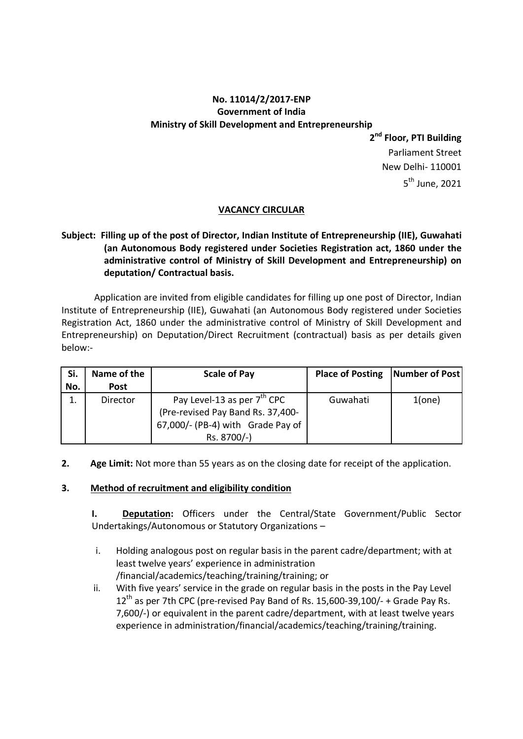**No. 11014/2/2017-ENP**
**Government of India**
**Ministry of Skill Development and Entrepreneurship**

**2nd Floor, PTI Building**
Parliament Street
New Delhi- 110001
5th June, 2021

## VACANCY CIRCULAR

**Subject: Filling up of the post of Director, Indian Institute of Entrepreneurship (IIE), Guwahati (an Autonomous Body registered under Societies Registration act, 1860 under the administrative control of Ministry of Skill Development and Entrepreneurship) on deputation/ Contractual basis.**

Application are invited from eligible candidates for filling up one post of Director, Indian Institute of Entrepreneurship (IIE), Guwahati (an Autonomous Body registered under Societies Registration Act, 1860 under the administrative control of Ministry of Skill Development and Entrepreneurship) on Deputation/Direct Recruitment (contractual) basis as per details given below:-

| Si. No. | Name of the Post | Scale of Pay | Place of Posting | Number of Post |
|---|---|---|---|---|
| 1. | Director | Pay Level-13 as per 7th CPC (Pre-revised Pay Band Rs. 37,400-67,000/- (PB-4) with Grade Pay of Rs. 8700/-) | Guwahati | 1(one) |

**2. Age Limit:** Not more than 55 years as on the closing date for receipt of the application.

**3. Method of recruitment and eligibility condition**

**I. Deputation:** Officers under the Central/State Government/Public Sector Undertakings/Autonomous or Statutory Organizations –

i. Holding analogous post on regular basis in the parent cadre/department; with at least twelve years' experience in administration /financial/academics/teaching/training/training; or

ii. With five years' service in the grade on regular basis in the posts in the Pay Level 12th as per 7th CPC (pre-revised Pay Band of Rs. 15,600-39,100/- + Grade Pay Rs. 7,600/-) or equivalent in the parent cadre/department, with at least twelve years experience in administration/financial/academics/teaching/training/training.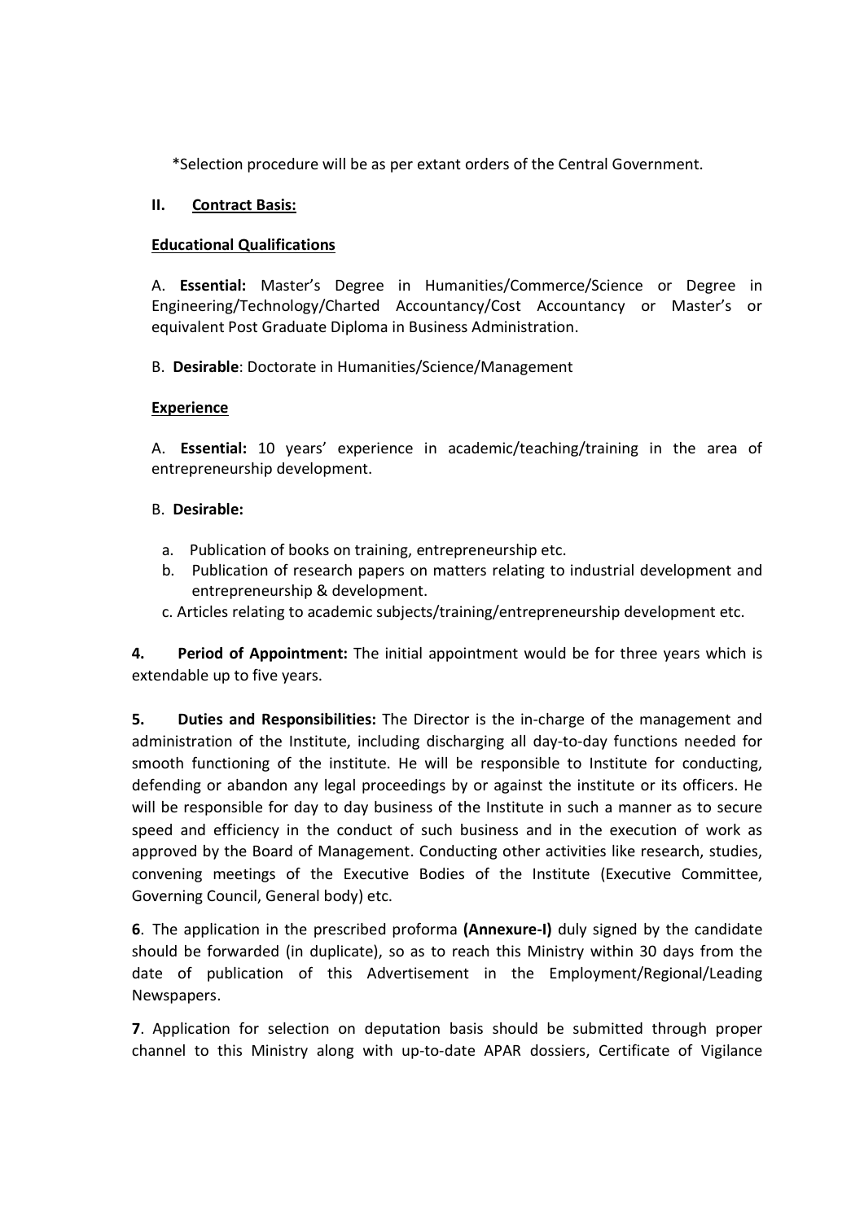*Selection procedure will be as per extant orders of the Central Government.

**II. Contract Basis:**

**Educational Qualifications**

A. **Essential:** Master's Degree in Humanities/Commerce/Science or Degree in Engineering/Technology/Charted Accountancy/Cost Accountancy or Master's or equivalent Post Graduate Diploma in Business Administration.

B. **Desirable**: Doctorate in Humanities/Science/Management

**Experience**

A. **Essential:** 10 years' experience in academic/teaching/training in the area of entrepreneurship development.

B. **Desirable:**

a. Publication of books on training, entrepreneurship etc.
b. Publication of research papers on matters relating to industrial development and entrepreneurship & development.
c. Articles relating to academic subjects/training/entrepreneurship development etc.

**4. Period of Appointment:** The initial appointment would be for three years which is extendable up to five years.

**5. Duties and Responsibilities:** The Director is the in-charge of the management and administration of the Institute, including discharging all day-to-day functions needed for smooth functioning of the institute. He will be responsible to Institute for conducting, defending or abandon any legal proceedings by or against the institute or its officers. He will be responsible for day to day business of the Institute in such a manner as to secure speed and efficiency in the conduct of such business and in the execution of work as approved by the Board of Management. Conducting other activities like research, studies, convening meetings of the Executive Bodies of the Institute (Executive Committee, Governing Council, General body) etc.

**6**. The application in the prescribed proforma **(Annexure-I)** duly signed by the candidate should be forwarded (in duplicate), so as to reach this Ministry within 30 days from the date of publication of this Advertisement in the Employment/Regional/Leading Newspapers.

**7**. Application for selection on deputation basis should be submitted through proper channel to this Ministry along with up-to-date APAR dossiers, Certificate of Vigilance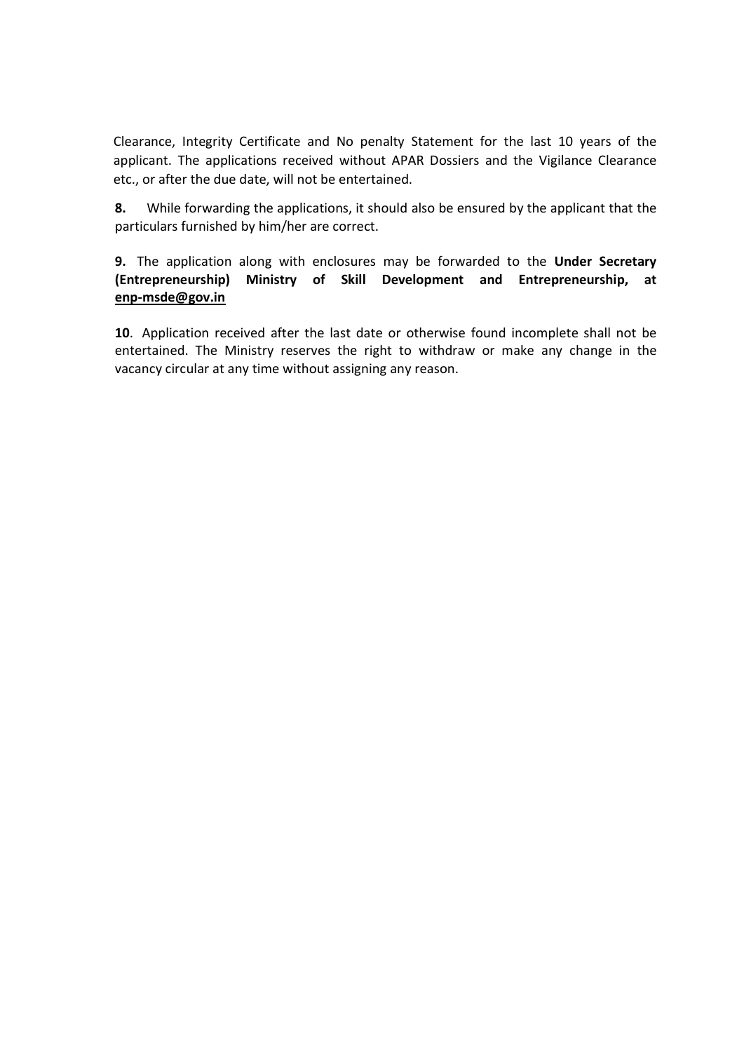Clearance, Integrity Certificate and No penalty Statement for the last 10 years of the applicant. The applications received without APAR Dossiers and the Vigilance Clearance etc., or after the due date, will not be entertained.

**8.** While forwarding the applications, it should also be ensured by the applicant that the particulars furnished by him/her are correct.

**9.** The application along with enclosures may be forwarded to the **Under Secretary (Entrepreneurship) Ministry of Skill Development and Entrepreneurship, at enp-msde@gov.in**

**10**. Application received after the last date or otherwise found incomplete shall not be entertained. The Ministry reserves the right to withdraw or make any change in the vacancy circular at any time without assigning any reason.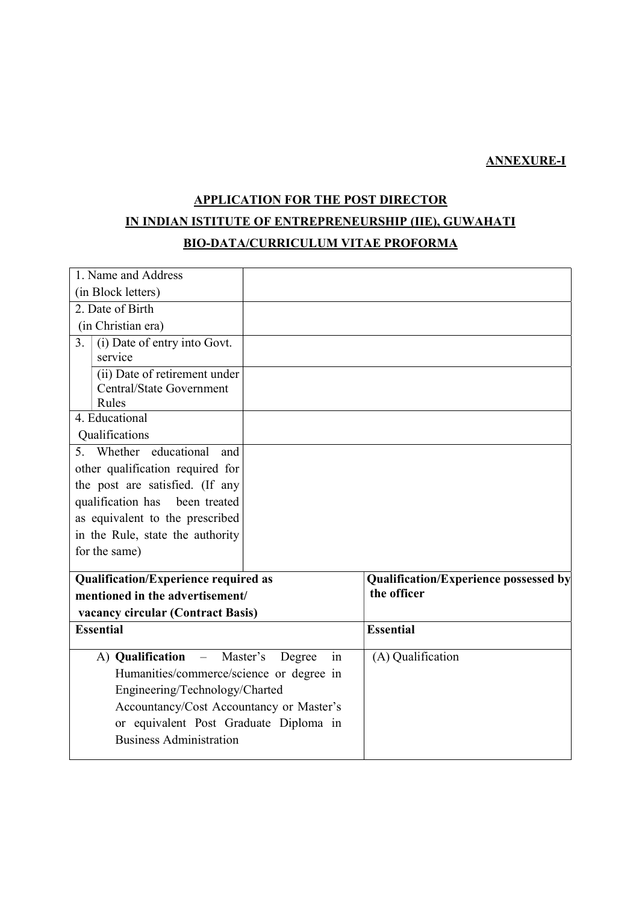**ANNEXURE-I**

**APPLICATION FOR THE POST DIRECTOR**

**IN INDIAN ISTITUTE OF ENTREPRENEURSHIP (IIE), GUWAHATI**

**BIO-DATA/CURRICULUM VITAE PROFORMA**

| | | |
|---|---|---|
| 1. Name and Address (in Block letters) | | |
| 2. Date of Birth (in Christian era) | | |
| 3. | (i) Date of entry into Govt. service | |
| | (ii) Date of retirement under Central/State Government Rules | |
| 4. Educational Qualifications | | |
| 5. Whether educational and other qualification required for the post are satisfied. (If any qualification has been treated as equivalent to the prescribed in the Rule, state the authority for the same) | | |

| **Qualification/Experience required as mentioned in the advertisement/ vacancy circular (Contract Basis)** | **Qualification/Experience possessed by the officer** |
|---|---|
| **Essential** | **Essential** |
| A) **Qualification** – Master's Degree in Humanities/commerce/science or degree in Engineering/Technology/Charted Accountancy/Cost Accountancy or Master's or equivalent Post Graduate Diploma in Business Administration | (A) Qualification |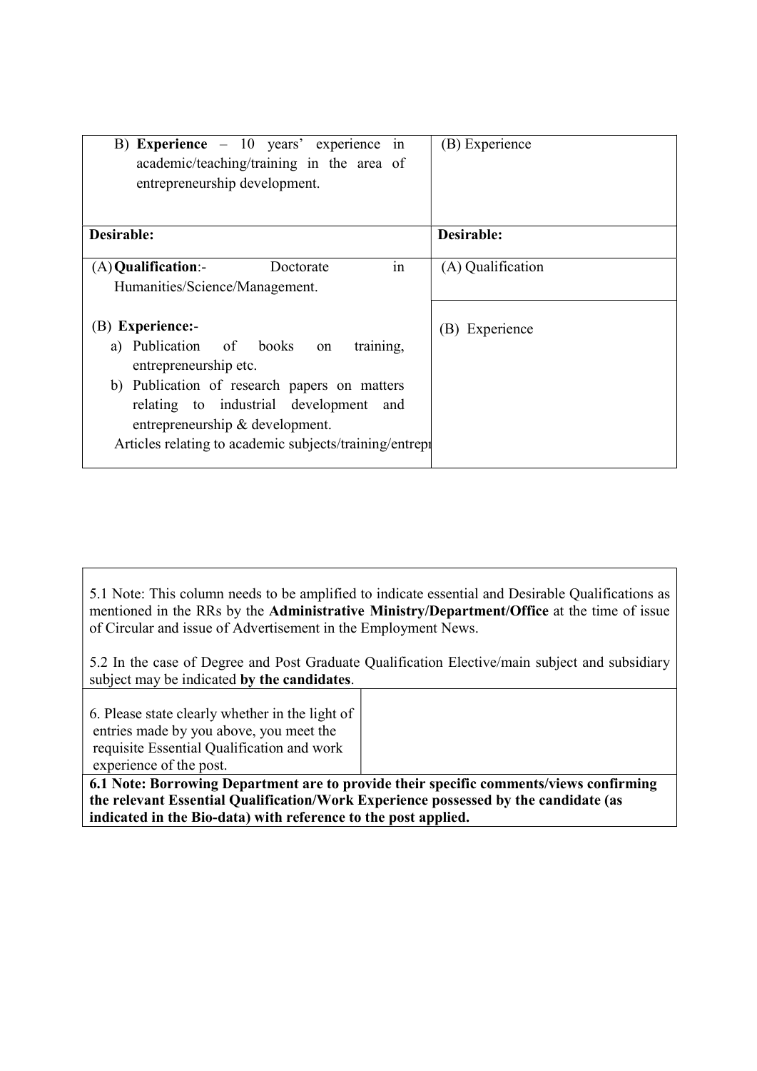| | |
|---|---|
| B) **Experience** – 10 years' experience in academic/teaching/training in the area of entrepreneurship development. | (B) Experience |
| **Desirable:** | **Desirable:** |
| (A) **Qualification**:- Doctorate in Humanities/Science/Management. | (A) Qualification |
| (B) **Experience:**-<br>a) Publication of books on training, entrepreneurship etc.<br>b) Publication of research papers on matters relating to industrial development and entrepreneurship & development.<br>Articles relating to academic subjects/training/entrepr | (B) Experience |

5.1 Note: This column needs to be amplified to indicate essential and Desirable Qualifications as mentioned in the RRs by the **Administrative Ministry/Department/Office** at the time of issue of Circular and issue of Advertisement in the Employment News.

5.2 In the case of Degree and Post Graduate Qualification Elective/main subject and subsidiary subject may be indicated **by the candidates**.

| | |
|---|---|
| 6. Please state clearly whether in the light of entries made by you above, you meet the requisite Essential Qualification and work experience of the post. | |

**6.1 Note: Borrowing Department are to provide their specific comments/views confirming the relevant Essential Qualification/Work Experience possessed by the candidate (as indicated in the Bio-data) with reference to the post applied.**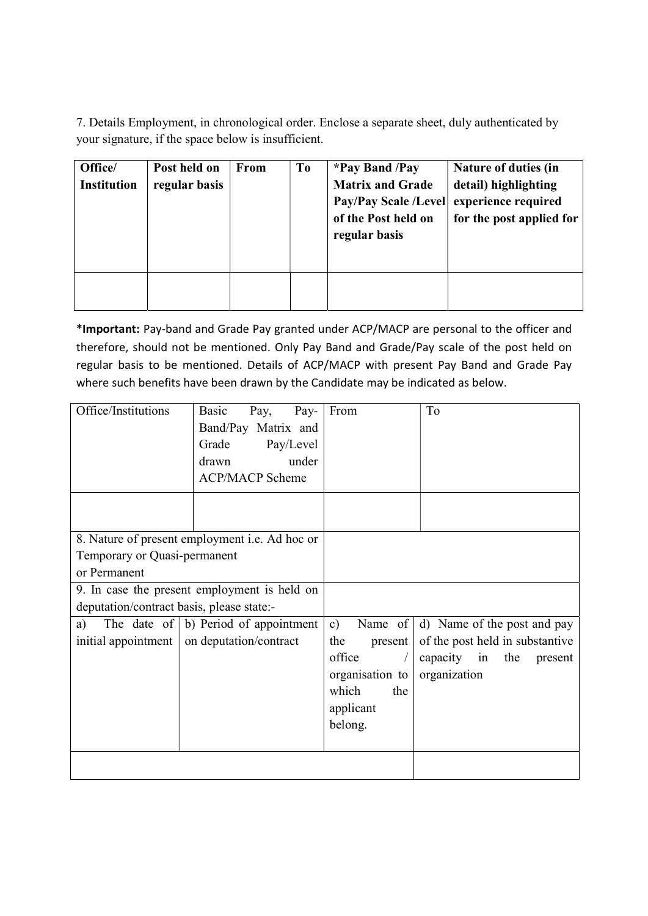7. Details Employment, in chronological order. Enclose a separate sheet, duly authenticated by your signature, if the space below is insufficient.

| Office/ Institution | Post held on regular basis | From | To | *Pay Band /Pay Matrix and Grade Pay/Pay Scale /Level of the Post held on regular basis | Nature of duties (in detail) highlighting experience required for the post applied for |
|---|---|---|---|---|---|
| | | | | | |

***Important:** Pay-band and Grade Pay granted under ACP/MACP are personal to the officer and therefore, should not be mentioned. Only Pay Band and Grade/Pay scale of the post held on regular basis to be mentioned. Details of ACP/MACP with present Pay Band and Grade Pay where such benefits have been drawn by the Candidate may be indicated as below.

| Office/Institutions | Basic Pay, Pay-Band/Pay Matrix and Grade Pay/Level drawn under ACP/MACP Scheme | From | To |
|---|---|---|---|
| | | | |

| 8. Nature of present employment i.e. Ad hoc or Temporary or Quasi-permanent or Permanent | |
|---|---|
| 9. In case the present employment is held on deputation/contract basis, please state:- | |

| a) The date of initial appointment | b) Period of appointment on deputation/contract | c) Name of the present office / organisation to which the applicant belong. | d) Name of the post and pay of the post held in substantive capacity in the present organization |
|---|---|---|---|
| | | | |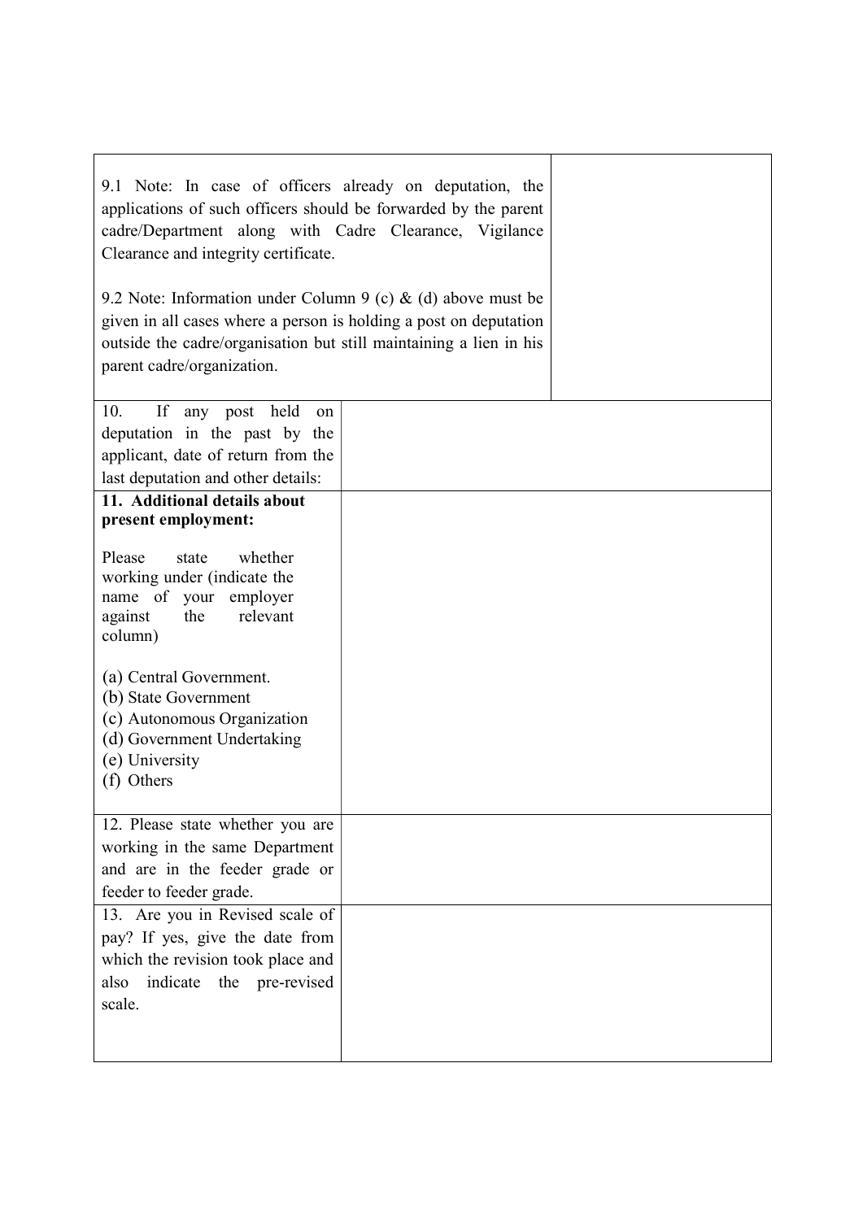| | |
|---|---|
| 9.1 Note: In case of officers already on deputation, the applications of such officers should be forwarded by the parent cadre/Department along with Cadre Clearance, Vigilance Clearance and integrity certificate.<br><br>9.2 Note: Information under Column 9 (c) & (d) above must be given in all cases where a person is holding a post on deputation outside the cadre/organisation but still maintaining a lien in his parent cadre/organization. | |
| 10. If any post held on deputation in the past by the applicant, date of return from the last deputation and other details: | |
| **11. Additional details about present employment:**<br><br>Please state whether working under (indicate the name of your employer against the relevant column)<br><br>(a) Central Government.<br>(b) State Government<br>(c) Autonomous Organization<br>(d) Government Undertaking<br>(e) University<br>(f) Others | |
| 12. Please state whether you are working in the same Department and are in the feeder grade or feeder to feeder grade. | |
| 13. Are you in Revised scale of pay? If yes, give the date from which the revision took place and also indicate the pre-revised scale. | |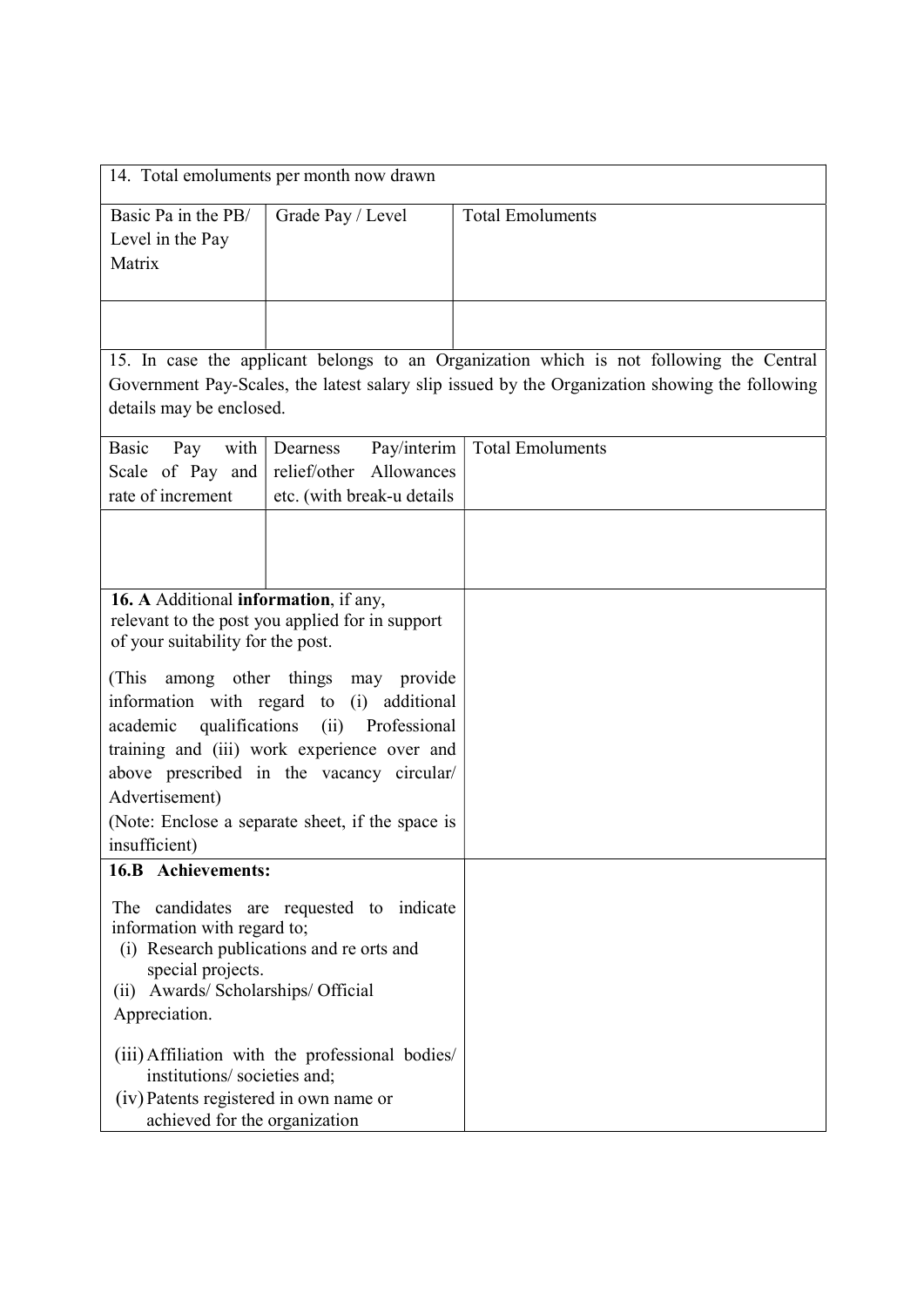| 14. Total emoluments per month now drawn | | |
|---|---|---|
| Basic Pa in the PB/ Level in the Pay Matrix | Grade Pay / Level | Total Emoluments |
| | | |

15. In case the applicant belongs to an Organization which is not following the Central Government Pay-Scales, the latest salary slip issued by the Organization showing the following details may be enclosed.

| Basic Pay with Scale of Pay and rate of increment | Dearness Pay/interim relief/other Allowances etc. (with break-u details | Total Emoluments |
|---|---|---|
| | | |

| | |
|---|---|
| **16. A** Additional **information**, if any, relevant to the post you applied for in support of your suitability for the post.<br><br>(This among other things may provide information with regard to (i) additional academic qualifications (ii) Professional training and (iii) work experience over and above prescribed in the vacancy circular/ Advertisement)<br>(Note: Enclose a separate sheet, if the space is insufficient) | |
| **16.B Achievements:**<br><br>The candidates are requested to indicate information with regard to;<br>(i) Research publications and re orts and special projects.<br>(ii) Awards/ Scholarships/ Official Appreciation.<br>(iii) Affiliation with the professional bodies/ institutions/ societies and;<br>(iv) Patents registered in own name or achieved for the organization | |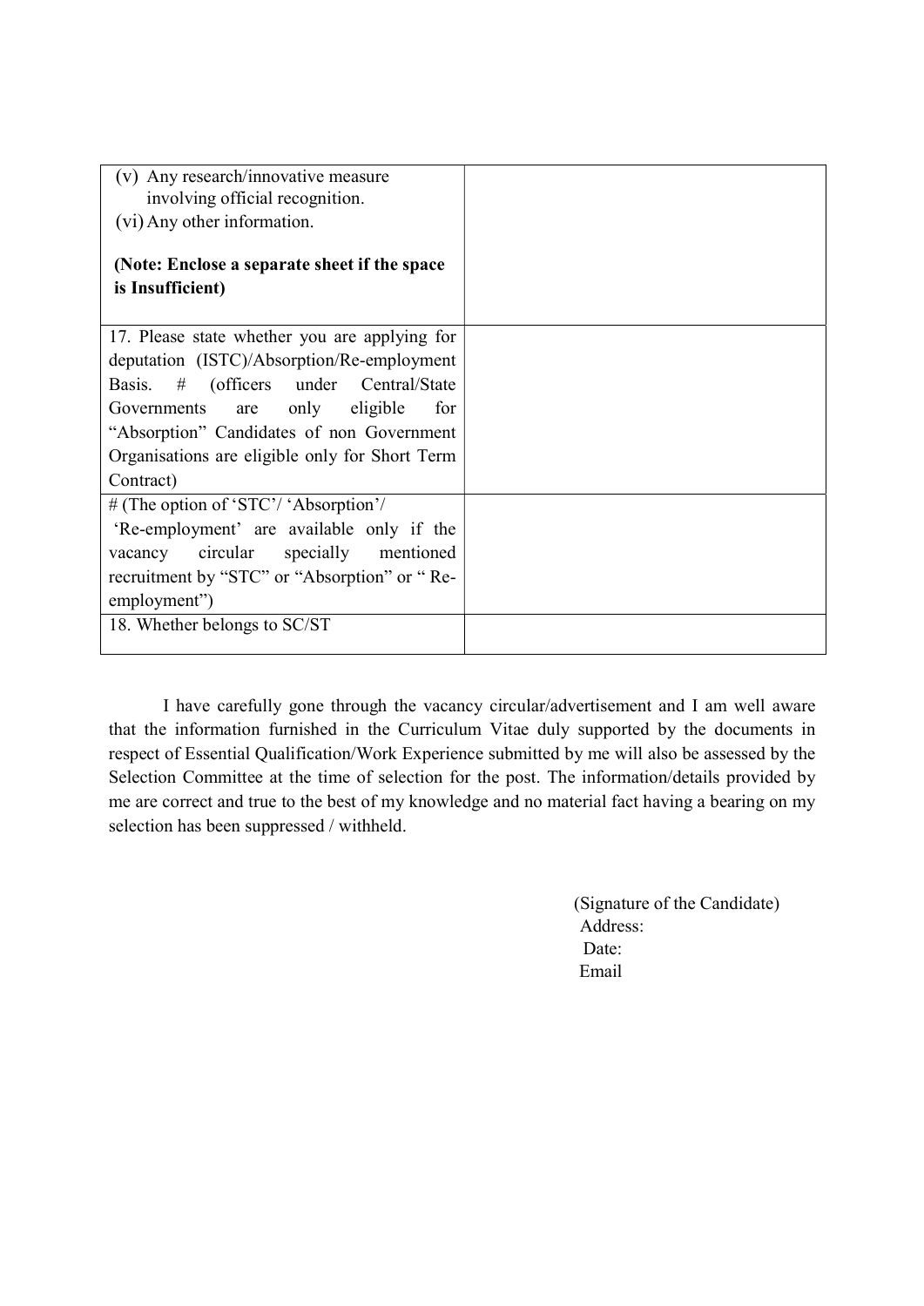| | |
|---|---|
| (v) Any research/innovative measure involving official recognition.<br>(vi) Any other information.<br><br>**(Note: Enclose a separate sheet if the space is Insufficient)** | |
| 17. Please state whether you are applying for deputation (ISTC)/Absorption/Re-employment Basis. # (officers under Central/State Governments are only eligible for "Absorption" Candidates of non Government Organisations are eligible only for Short Term Contract) | |
| # (The option of 'STC'/ 'Absorption'/ 'Re-employment' are available only if the vacancy circular specially mentioned recruitment by "STC" or "Absorption" or " Re-employment") | |
| 18. Whether belongs to SC/ST | |

I have carefully gone through the vacancy circular/advertisement and I am well aware that the information furnished in the Curriculum Vitae duly supported by the documents in respect of Essential Qualification/Work Experience submitted by me will also be assessed by the Selection Committee at the time of selection for the post. The information/details provided by me are correct and true to the best of my knowledge and no material fact having a bearing on my selection has been suppressed / withheld.

(Signature of the Candidate)
Address:
Date:
Email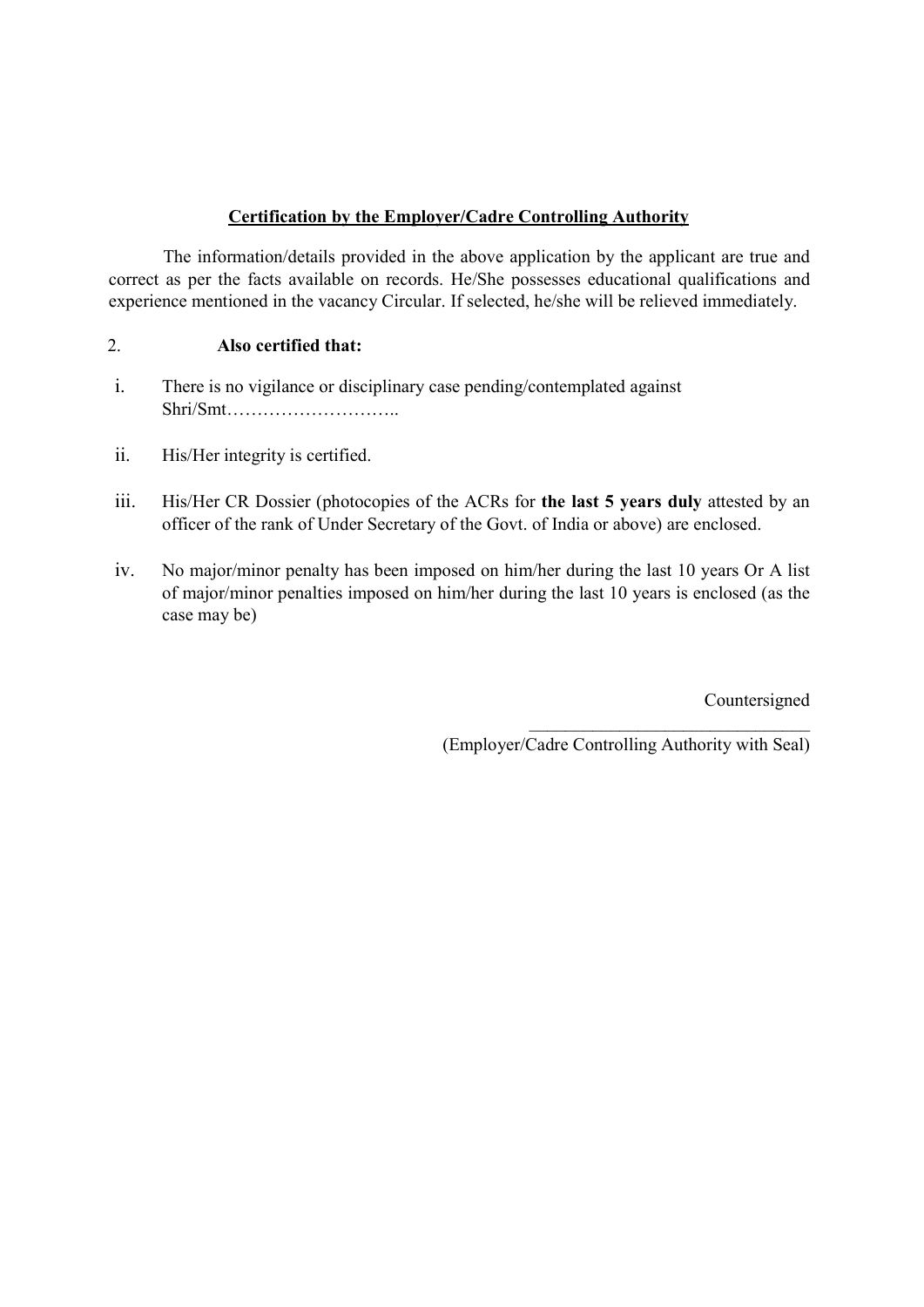**<u>Certification by the Employer/Cadre Controlling Authority</u>**

The information/details provided in the above application by the applicant are true and correct as per the facts available on records. He/She possesses educational qualifications and experience mentioned in the vacancy Circular. If selected, he/she will be relieved immediately.

2. **Also certified that:**

i. There is no vigilance or disciplinary case pending/contemplated against Shri/Smt………………………..

ii. His/Her integrity is certified.

iii. His/Her CR Dossier (photocopies of the ACRs for **the last 5 years duly** attested by an officer of the rank of Under Secretary of the Govt. of India or above) are enclosed.

iv. No major/minor penalty has been imposed on him/her during the last 10 years Or A list of major/minor penalties imposed on him/her during the last 10 years is enclosed (as the case may be)

Countersigned

\_\_\_\_\_\_\_\_\_\_\_\_\_\_\_\_\_\_\_\_\_\_\_\_\_\_\_\_\_\_\_\_

(Employer/Cadre Controlling Authority with Seal)